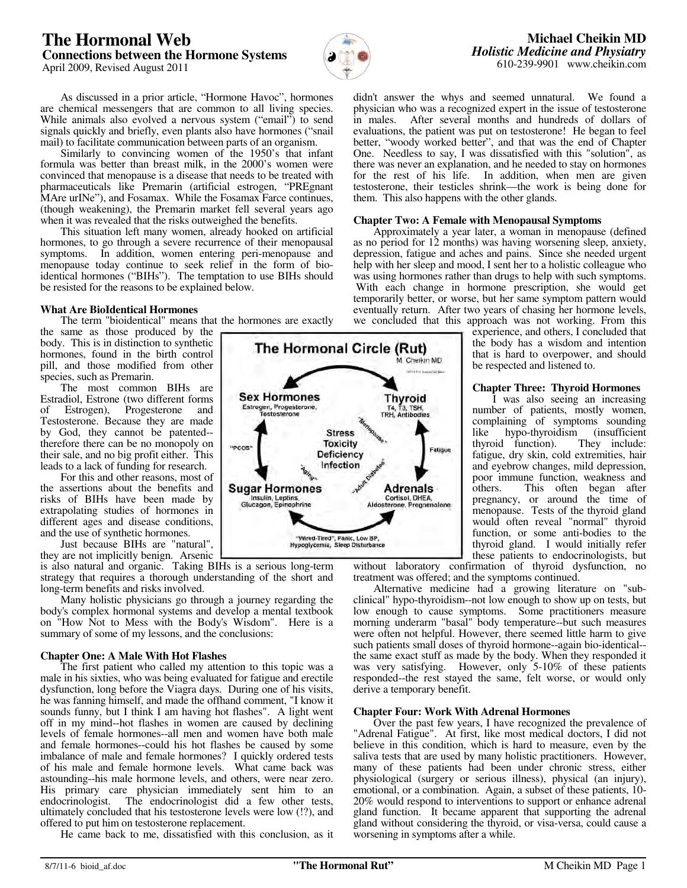# The Hormonal Web

## Connections between the Hormone Systems

April 2009, Revised August 2011

**Michael Cheikin MD**
*Holistic Medicine and Physiatry*
610-239-9901 www.cheikin.com

As discussed in a prior article, "Hormone Havoc", hormones are chemical messengers that are common to all living species. While animals also evolved a nervous system ("email") to send signals quickly and briefly, even plants also have hormones ("snail mail) to facilitate communication between parts of an organism.

Similarly to convincing women of the 1950's that infant formula was better than breast milk, in the 2000's women were convinced that menopause is a disease that needs to be treated with pharmaceuticals like Premarin (artificial estrogen, "PREgnant MAre urINe"), and Fosamax. While the Fosamax Farce continues, (though weakening), the Premarin market fell several years ago when it was revealed that the risks outweighed the benefits.

This situation left many women, already hooked on artificial hormones, to go through a severe recurrence of their menopausal symptoms. In addition, women entering peri-menopause and menopause today continue to seek relief in the form of bio-identical hormones ("BIHs"). The temptation to use BIHs should be resisted for the reasons to be explained below.

### What Are BioIdentical Hormones

The term "bioidentical" means that the hormones are exactly the same as those produced by the body. This is in distinction to synthetic hormones, found in the birth control pill, and those modified from other species, such as Premarin.

The most common BIHs are Estradiol, Estrone (two different forms of Estrogen), Progesterone and Testosterone. Because they are made by God, they cannot be patented--therefore there can be no monopoly on their sale, and no big profit either. This leads to a lack of funding for research.

For this and other reasons, most of the assertions about the benefits and risks of BIHs have been made by extrapolating studies of hormones in different ages and disease conditions, and the use of synthetic hormones.

Just because BIHs are "natural", they are not implicitly benign. Arsenic is also natural and organic. Taking BIHs is a serious long-term strategy that requires a thorough understanding of the short and long-term benefits and risks involved.

Many holistic physicians go through a journey regarding the body's complex hormonal systems and develop a mental textbook on "How Not to Mess with the Body's Wisdom". Here is a summary of some of my lessons, and the conclusions:

**The Hormonal Circle (Rut)**
M. Cheikin MD

**Sex Hormones**
Estrogen, Progesterone, Testosterone

**Thyroid**
T4, T3, TSH, TRH, Antibodies

**Sugar Hormones**
Insulin, Leptins, Glucagon, Epinephrine

**Adrenals**
Cortisol, DHEA, Aldosterone, Pregnenolone

Stress
Toxicity
Deficiency
Infection

"PCOS"

Fatigue

"Menopause"

"Aging"

"Adult Diabetes"

"Wired-Tired", Panic, Low BP, Hypoglycemia, Sleep Disturbance

### Chapter One: A Male With Hot Flashes

The first patient who called my attention to this topic was a male in his sixties, who was being evaluated for fatigue and erectile dysfunction, long before the Viagra days. During one of his visits, he was fanning himself, and made the offhand comment, "I know it sounds funny, but I think I am having hot flashes". A light went off in my mind--hot flashes in women are caused by declining levels of female hormones--all men and women have both male and female hormones--could his hot flashes be caused by some imbalance of male and female hormones? I quickly ordered tests of his male and female hormone levels. What came back was astounding--his male hormone levels, and others, were near zero. His primary care physician immediately sent him to an endocrinologist. The endocrinologist did a few other tests, ultimately concluded that his testosterone levels were low (!?), and offered to put him on testosterone replacement.

He came back to me, dissatisfied with this conclusion, as it didn't answer the whys and seemed unnatural. We found a physician who was a recognized expert in the issue of testosterone in males. After several months and hundreds of dollars of evaluations, the patient was put on testosterone! He began to feel better, "woody worked better", and that was the end of Chapter One. Needless to say, I was dissatisfied with this "solution", as there was never an explanation, and he needed to stay on hormones for the rest of his life. In addition, when men are given testosterone, their testicles shrink—the work is being done for them. This also happens with the other glands.

### Chapter Two: A Female with Menopausal Symptoms

Approximately a year later, a woman in menopause (defined as no period for 12 months) was having worsening sleep, anxiety, depression, fatigue and aches and pains. Since she needed urgent help with her sleep and mood, I sent her to a holistic colleague who was using hormones rather than drugs to help with such symptoms. With each change in hormone prescription, she would get temporarily better, or worse, but her same symptom pattern would eventually return. After two years of chasing her hormone levels, we concluded that this approach was not working. From this experience, and others, I concluded that the body has a wisdom and intention that is hard to overpower, and should be respected and listened to.

### Chapter Three: Thyroid Hormones

I was also seeing an increasing number of patients, mostly women, complaining of symptoms sounding like hypo-thyroidism (insufficient thyroid function). They include: fatigue, dry skin, cold extremities, hair and eyebrow changes, mild depression, poor immune function, weakness and others. This often began after pregnancy, or around the time of menopause. Tests of the thyroid gland would often reveal "normal" thyroid function, or some anti-bodies to the thyroid gland. I would initially refer these patients to endocrinologists, but without laboratory confirmation of thyroid dysfunction, no treatment was offered; and the symptoms continued.

Alternative medicine had a growing literature on "sub-clinical" hypo-thyroidism--not low enough to show up on tests, but low enough to cause symptoms. Some practitioners measure morning underarm "basal" body temperature--but such measures were often not helpful. However, there seemed little harm to give such patients small doses of thyroid hormone--again bio-identical--the same exact stuff as made by the body. When they responded it was very satisfying. However, only 5-10% of these patients responded--the rest stayed the same, felt worse, or would only derive a temporary benefit.

### Chapter Four: Work With Adrenal Hormones

Over the past few years, I have recognized the prevalence of "Adrenal Fatigue". At first, like most medical doctors, I did not believe in this condition, which is hard to measure, even by the saliva tests that are used by many holistic practitioners. However, many of these patients had been under chronic stress, either physiological (surgery or serious illness), physical (an injury), emotional, or a combination. Again, a subset of these patients, 10-20% would respond to interventions to support or enhance adrenal gland function. It became apparent that supporting the adrenal gland without considering the thyroid, or visa-versa, could cause a worsening in symptoms after a while.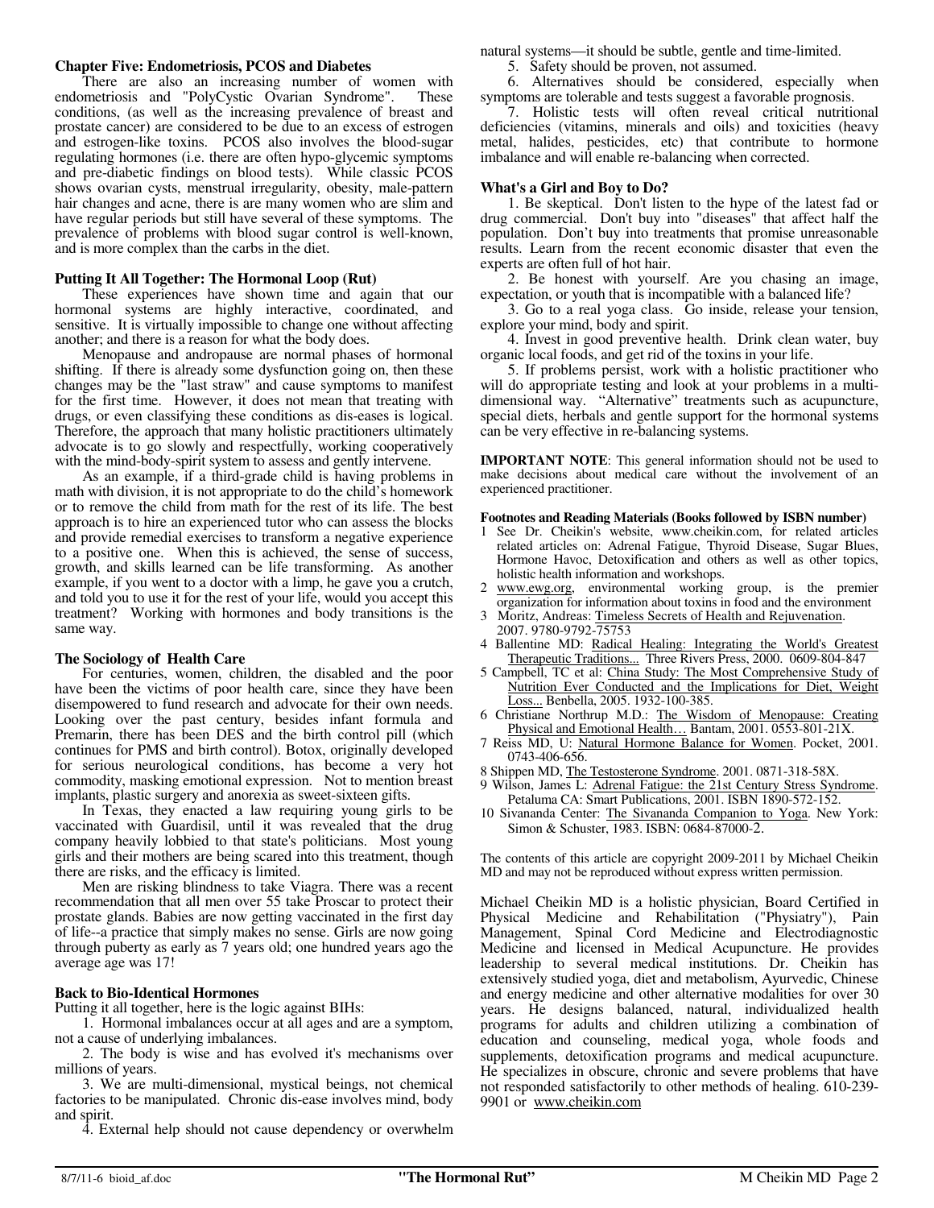### Chapter Five: Endometriosis, PCOS and Diabetes

There are also an increasing number of women with endometriosis and "PolyCystic Ovarian Syndrome". These conditions, (as well as the increasing prevalence of breast and prostate cancer) are considered to be due to an excess of estrogen and estrogen-like toxins. PCOS also involves the blood-sugar regulating hormones (i.e. there are often hypo-glycemic symptoms and pre-diabetic findings on blood tests). While classic PCOS shows ovarian cysts, menstrual irregularity, obesity, male-pattern hair changes and acne, there is are many women who are slim and have regular periods but still have several of these symptoms. The prevalence of problems with blood sugar control is well-known, and is more complex than the carbs in the diet.

### Putting It All Together: The Hormonal Loop (Rut)

These experiences have shown time and again that our hormonal systems are highly interactive, coordinated, and sensitive. It is virtually impossible to change one without affecting another; and there is a reason for what the body does.

Menopause and andropause are normal phases of hormonal shifting. If there is already some dysfunction going on, then these changes may be the "last straw" and cause symptoms to manifest for the first time. However, it does not mean that treating with drugs, or even classifying these conditions as dis-eases is logical. Therefore, the approach that many holistic practitioners ultimately advocate is to go slowly and respectfully, working cooperatively with the mind-body-spirit system to assess and gently intervene.

As an example, if a third-grade child is having problems in math with division, it is not appropriate to do the child's homework or to remove the child from math for the rest of its life. The best approach is to hire an experienced tutor who can assess the blocks and provide remedial exercises to transform a negative experience to a positive one. When this is achieved, the sense of success, growth, and skills learned can be life transforming. As another example, if you went to a doctor with a limp, he gave you a crutch, and told you to use it for the rest of your life, would you accept this treatment? Working with hormones and body transitions is the same way.

### The Sociology of Health Care

For centuries, women, children, the disabled and the poor have been the victims of poor health care, since they have been disempowered to fund research and advocate for their own needs. Looking over the past century, besides infant formula and Premarin, there has been DES and the birth control pill (which continues for PMS and birth control). Botox, originally developed for serious neurological conditions, has become a very hot commodity, masking emotional expression. Not to mention breast implants, plastic surgery and anorexia as sweet-sixteen gifts.

In Texas, they enacted a law requiring young girls to be vaccinated with Guardisil, until it was revealed that the drug company heavily lobbied to that state's politicians. Most young girls and their mothers are being scared into this treatment, though there are risks, and the efficacy is limited.

Men are risking blindness to take Viagra. There was a recent recommendation that all men over 55 take Proscar to protect their prostate glands. Babies are now getting vaccinated in the first day of life--a practice that simply makes no sense. Girls are now going through puberty as early as 7 years old; one hundred years ago the average age was 17!

### Back to Bio-Identical Hormones

Putting it all together, here is the logic against BIHs:

1. Hormonal imbalances occur at all ages and are a symptom, not a cause of underlying imbalances.
2. The body is wise and has evolved it's mechanisms over millions of years.
3. We are multi-dimensional, mystical beings, not chemical factories to be manipulated. Chronic dis-ease involves mind, body and spirit.
4. External help should not cause dependency or overwhelm natural systems—it should be subtle, gentle and time-limited.
5. Safety should be proven, not assumed.
6. Alternatives should be considered, especially when symptoms are tolerable and tests suggest a favorable prognosis.
7. Holistic tests will often reveal critical nutritional deficiencies (vitamins, minerals and oils) and toxicities (heavy metal, halides, pesticides, etc) that contribute to hormone imbalance and will enable re-balancing when corrected.

### What's a Girl and Boy to Do?

1. Be skeptical. Don't listen to the hype of the latest fad or drug commercial. Don't buy into "diseases" that affect half the population. Don't buy into treatments that promise unreasonable results. Learn from the recent economic disaster that even the experts are often full of hot hair.
2. Be honest with yourself. Are you chasing an image, expectation, or youth that is incompatible with a balanced life?
3. Go to a real yoga class. Go inside, release your tension, explore your mind, body and spirit.
4. Invest in good preventive health. Drink clean water, buy organic local foods, and get rid of the toxins in your life.
5. If problems persist, work with a holistic practitioner who will do appropriate testing and look at your problems in a multi-dimensional way. "Alternative" treatments such as acupuncture, special diets, herbals and gentle support for the hormonal systems can be very effective in re-balancing systems.

**IMPORTANT NOTE**: This general information should not be used to make decisions about medical care without the involvement of an experienced practitioner.

#### Footnotes and Reading Materials (Books followed by ISBN number)

1. See Dr. Cheikin's website, www.cheikin.com, for related articles related articles on: Adrenal Fatigue, Thyroid Disease, Sugar Blues, Hormone Havoc, Detoxification and others as well as other topics, holistic health information and workshops.
2. www.ewg.org, environmental working group, is the premier organization for information about toxins in food and the environment
3. Moritz, Andreas: Timeless Secrets of Health and Rejuvenation. 2007. 9780-9792-75753
4. Ballentine MD: Radical Healing: Integrating the World's Greatest Therapeutic Traditions... Three Rivers Press, 2000. 0609-804-847
5. Campbell, TC et al: China Study: The Most Comprehensive Study of Nutrition Ever Conducted and the Implications for Diet, Weight Loss... Benbella, 2005. 1932-100-385.
6. Christiane Northrup M.D.: The Wisdom of Menopause: Creating Physical and Emotional Health… Bantam, 2001. 0553-801-21X.
7. Reiss MD, U: Natural Hormone Balance for Women. Pocket, 2001. 0743-406-656.
8. Shippen MD, The Testosterone Syndrome. 2001. 0871-318-58X.
9. Wilson, James L: Adrenal Fatigue: the 21st Century Stress Syndrome. Petaluma CA: Smart Publications, 2001. ISBN 1890-572-152.
10. Sivananda Center: The Sivananda Companion to Yoga. New York: Simon & Schuster, 1983. ISBN: 0684-87000-2.

The contents of this article are copyright 2009-2011 by Michael Cheikin MD and may not be reproduced without express written permission.

Michael Cheikin MD is a holistic physician, Board Certified in Physical Medicine and Rehabilitation ("Physiatry"), Pain Management, Spinal Cord Medicine and Electrodiagnostic Medicine and licensed in Medical Acupuncture. He provides leadership to several medical institutions. Dr. Cheikin has extensively studied yoga, diet and metabolism, Ayurvedic, Chinese and energy medicine and other alternative modalities for over 30 years. He designs balanced, natural, individualized health programs for adults and children utilizing a combination of education and counseling, medical yoga, whole foods and supplements, detoxification programs and medical acupuncture. He specializes in obscure, chronic and severe problems that have not responded satisfactorily to other methods of healing. 610-239-9901 or www.cheikin.com